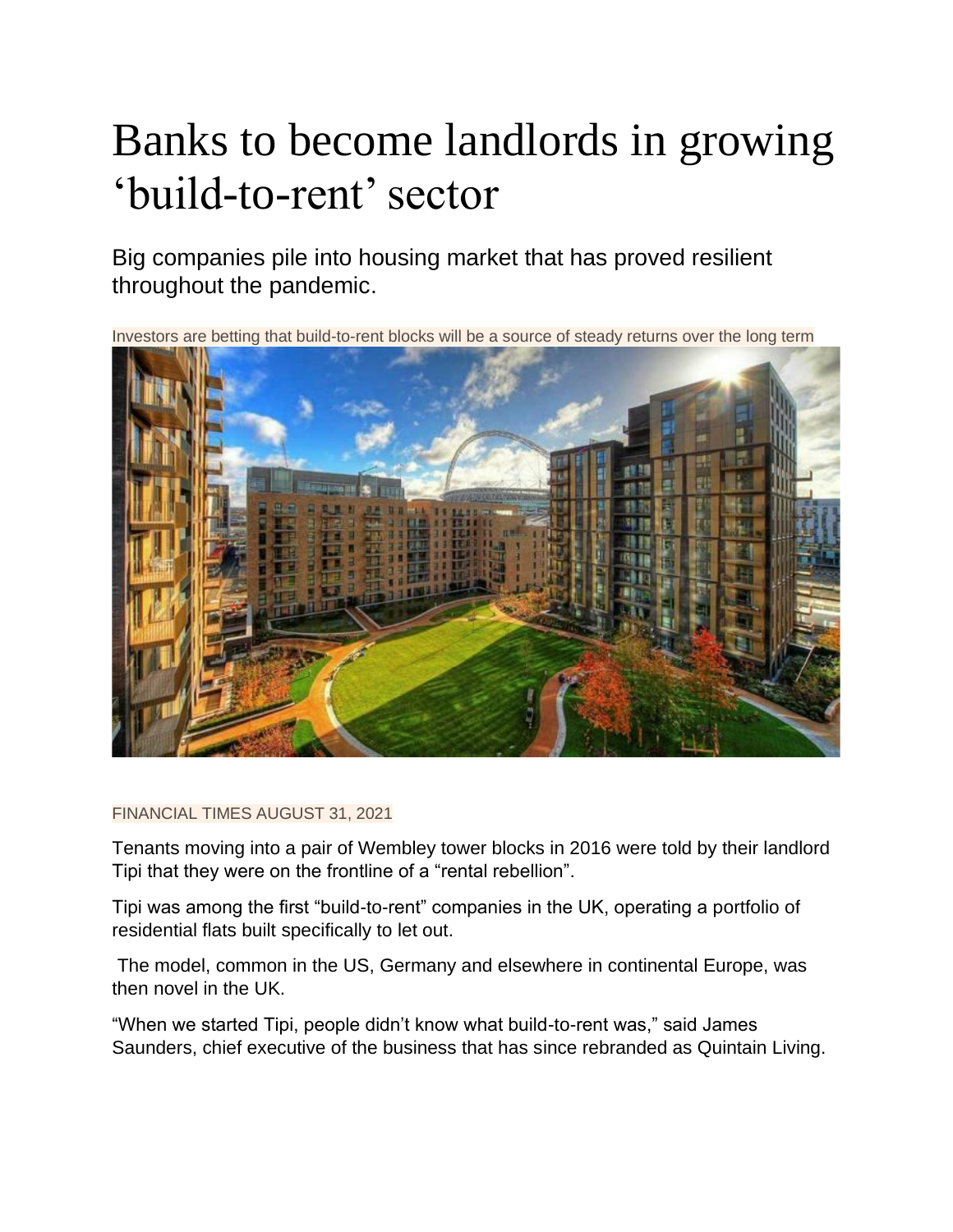# Banks to become landlords in growing 'build-to-rent' sector

Big companies pile into housing market that has proved resilient throughout the pandemic.

Investors are betting that build-to-rent blocks will be a source of steady returns over the long term

FINANCIAL TIMES AUGUST 31, 2021

Tenants moving into a pair of Wembley tower blocks in 2016 were told by their landlord Tipi that they were on the frontline of a "rental rebellion".

Tipi was among the first "build-to-rent" companies in the UK, operating a portfolio of residential flats built specifically to let out.

The model, common in the US, Germany and elsewhere in continental Europe, was then novel in the UK.

"When we started Tipi, people didn't know what build-to-rent was," said James Saunders, chief executive of the business that has since rebranded as Quintain Living.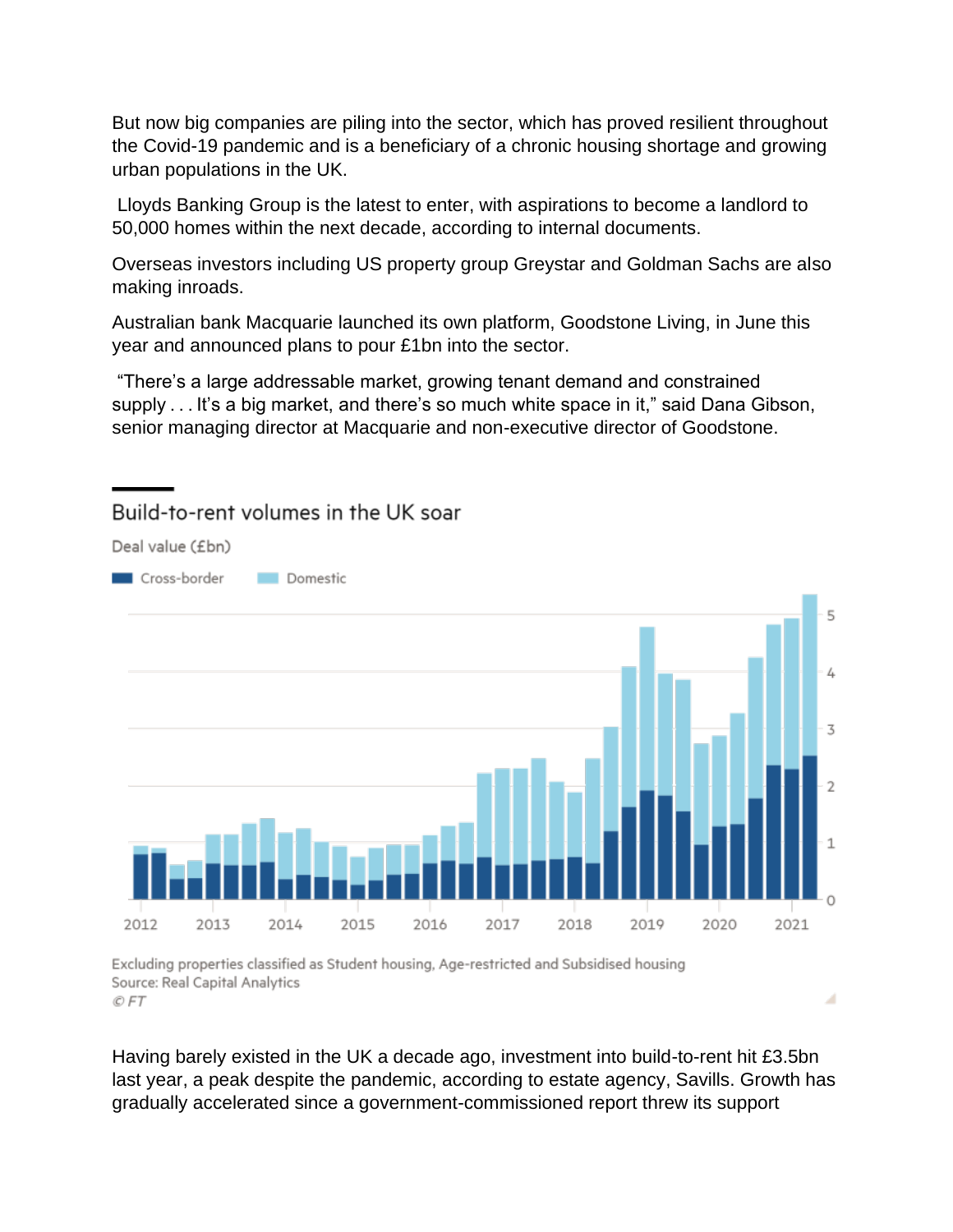But now big companies are piling into the sector, which has proved resilient throughout the Covid-19 pandemic and is a beneficiary of a chronic housing shortage and growing urban populations in the UK.

Lloyds Banking Group is the latest to enter, with aspirations to become a landlord to 50,000 homes within the next decade, according to internal documents.

Overseas investors including US property group Greystar and Goldman Sachs are also making inroads.

Australian bank Macquarie launched its own platform, Goodstone Living, in June this year and announced plans to pour £1bn into the sector.

"There's a large addressable market, growing tenant demand and constrained supply . . . It's a big market, and there's so much white space in it," said Dana Gibson, senior managing director at Macquarie and non-executive director of Goodstone.

## Build-to-rent volumes in the UK soar

Deal value (£bn)

Cross-border | Domestic

Excluding properties classified as Student housing, Age-restricted and Subsidised housing

Source: Real Capital Analytics

© FT

Having barely existed in the UK a decade ago, investment into build-to-rent hit £3.5bn last year, a peak despite the pandemic, according to estate agency, Savills. Growth has gradually accelerated since a government-commissioned report threw its support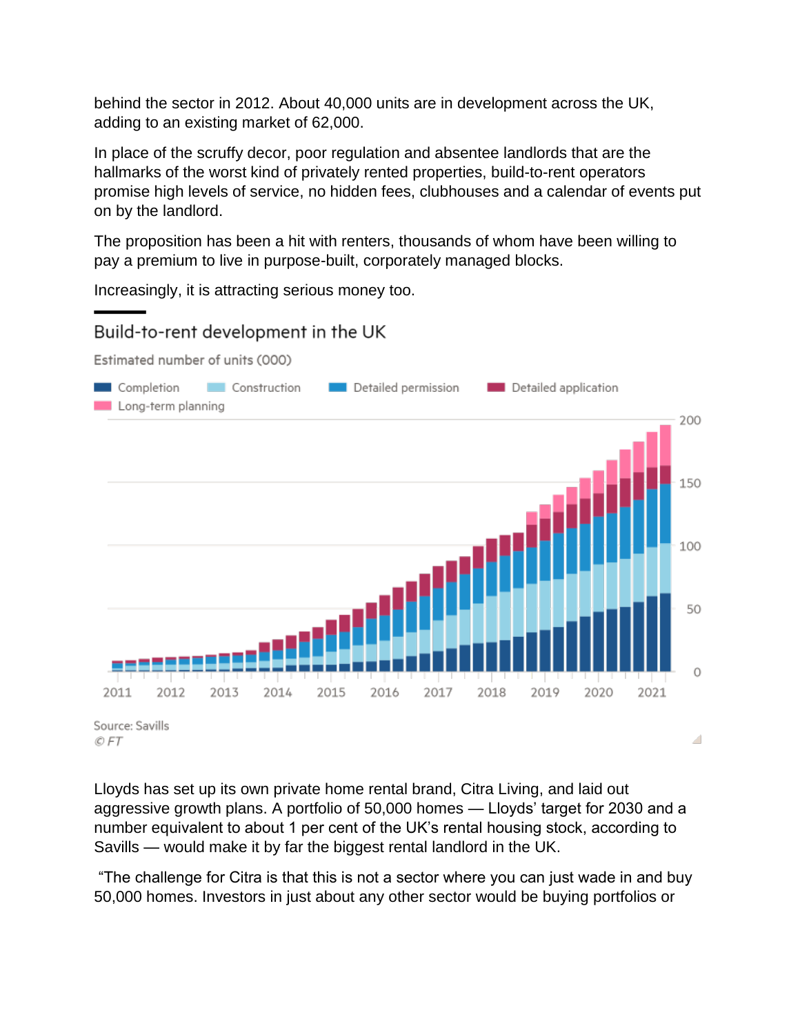behind the sector in 2012. About 40,000 units are in development across the UK, adding to an existing market of 62,000.

In place of the scruffy decor, poor regulation and absentee landlords that are the hallmarks of the worst kind of privately rented properties, build-to-rent operators promise high levels of service, no hidden fees, clubhouses and a calendar of events put on by the landlord.

The proposition has been a hit with renters, thousands of whom have been willing to pay a premium to live in purpose-built, corporately managed blocks.

Increasingly, it is attracting serious money too.

## Build-to-rent development in the UK

Estimated number of units (000)

Completion | Construction | Detailed permission | Detailed application | Long-term planning

Source: Savills

*© FT*

Lloyds has set up its own private home rental brand, Citra Living, and laid out aggressive growth plans. A portfolio of 50,000 homes — Lloyds' target for 2030 and a number equivalent to about 1 per cent of the UK's rental housing stock, according to Savills — would make it by far the biggest rental landlord in the UK.

"The challenge for Citra is that this is not a sector where you can just wade in and buy 50,000 homes. Investors in just about any other sector would be buying portfolios or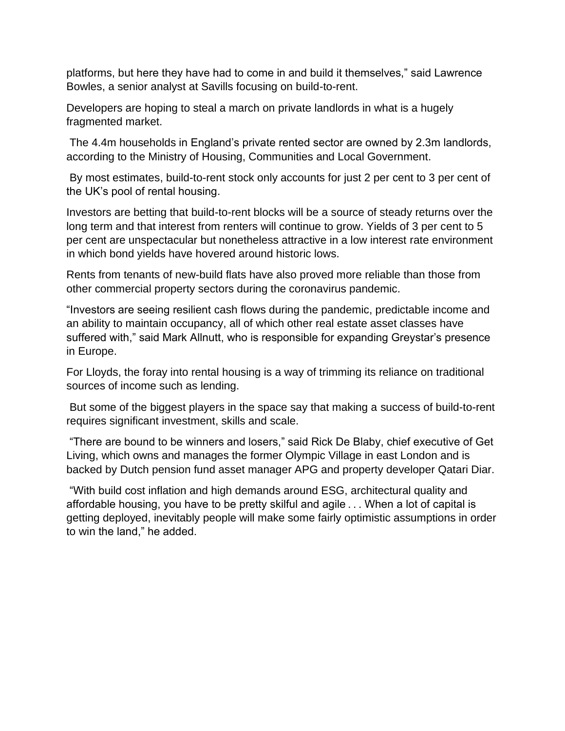platforms, but here they have had to come in and build it themselves," said Lawrence Bowles, a senior analyst at Savills focusing on build-to-rent.

Developers are hoping to steal a march on private landlords in what is a hugely fragmented market.

The 4.4m households in England's private rented sector are owned by 2.3m landlords, according to the Ministry of Housing, Communities and Local Government.

By most estimates, build-to-rent stock only accounts for just 2 per cent to 3 per cent of the UK's pool of rental housing.

Investors are betting that build-to-rent blocks will be a source of steady returns over the long term and that interest from renters will continue to grow. Yields of 3 per cent to 5 per cent are unspectacular but nonetheless attractive in a low interest rate environment in which bond yields have hovered around historic lows.

Rents from tenants of new-build flats have also proved more reliable than those from other commercial property sectors during the coronavirus pandemic.

"Investors are seeing resilient cash flows during the pandemic, predictable income and an ability to maintain occupancy, all of which other real estate asset classes have suffered with," said Mark Allnutt, who is responsible for expanding Greystar's presence in Europe.

For Lloyds, the foray into rental housing is a way of trimming its reliance on traditional sources of income such as lending.

But some of the biggest players in the space say that making a success of build-to-rent requires significant investment, skills and scale.

"There are bound to be winners and losers," said Rick De Blaby, chief executive of Get Living, which owns and manages the former Olympic Village in east London and is backed by Dutch pension fund asset manager APG and property developer Qatari Diar.

"With build cost inflation and high demands around ESG, architectural quality and affordable housing, you have to be pretty skilful and agile . . . When a lot of capital is getting deployed, inevitably people will make some fairly optimistic assumptions in order to win the land," he added.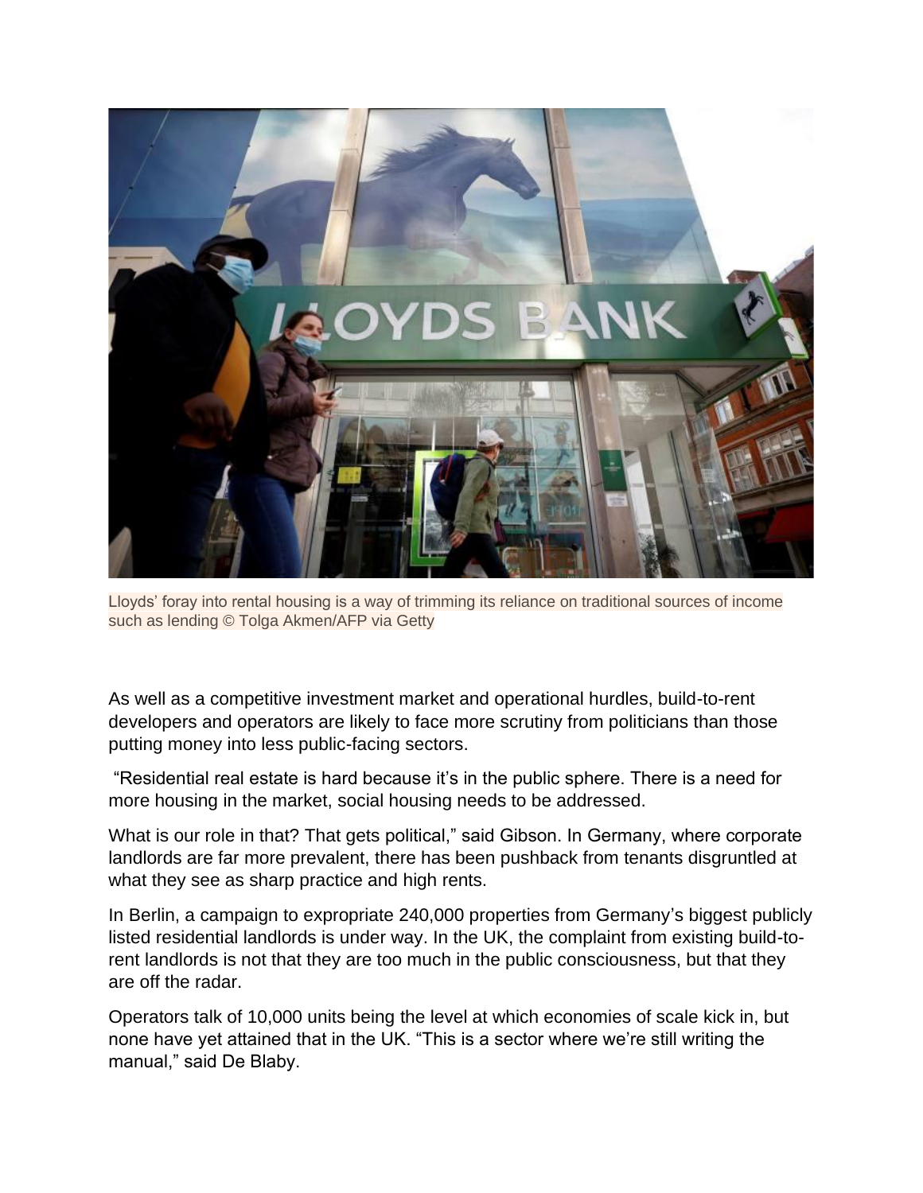Lloyds' foray into rental housing is a way of trimming its reliance on traditional sources of income such as lending © Tolga Akmen/AFP via Getty

As well as a competitive investment market and operational hurdles, build-to-rent developers and operators are likely to face more scrutiny from politicians than those putting money into less public-facing sectors.

"Residential real estate is hard because it's in the public sphere. There is a need for more housing in the market, social housing needs to be addressed.

What is our role in that? That gets political," said Gibson. In Germany, where corporate landlords are far more prevalent, there has been pushback from tenants disgruntled at what they see as sharp practice and high rents.

In Berlin, a campaign to expropriate 240,000 properties from Germany's biggest publicly listed residential landlords is under way. In the UK, the complaint from existing build-to-rent landlords is not that they are too much in the public consciousness, but that they are off the radar.

Operators talk of 10,000 units being the level at which economies of scale kick in, but none have yet attained that in the UK. "This is a sector where we're still writing the manual," said De Blaby.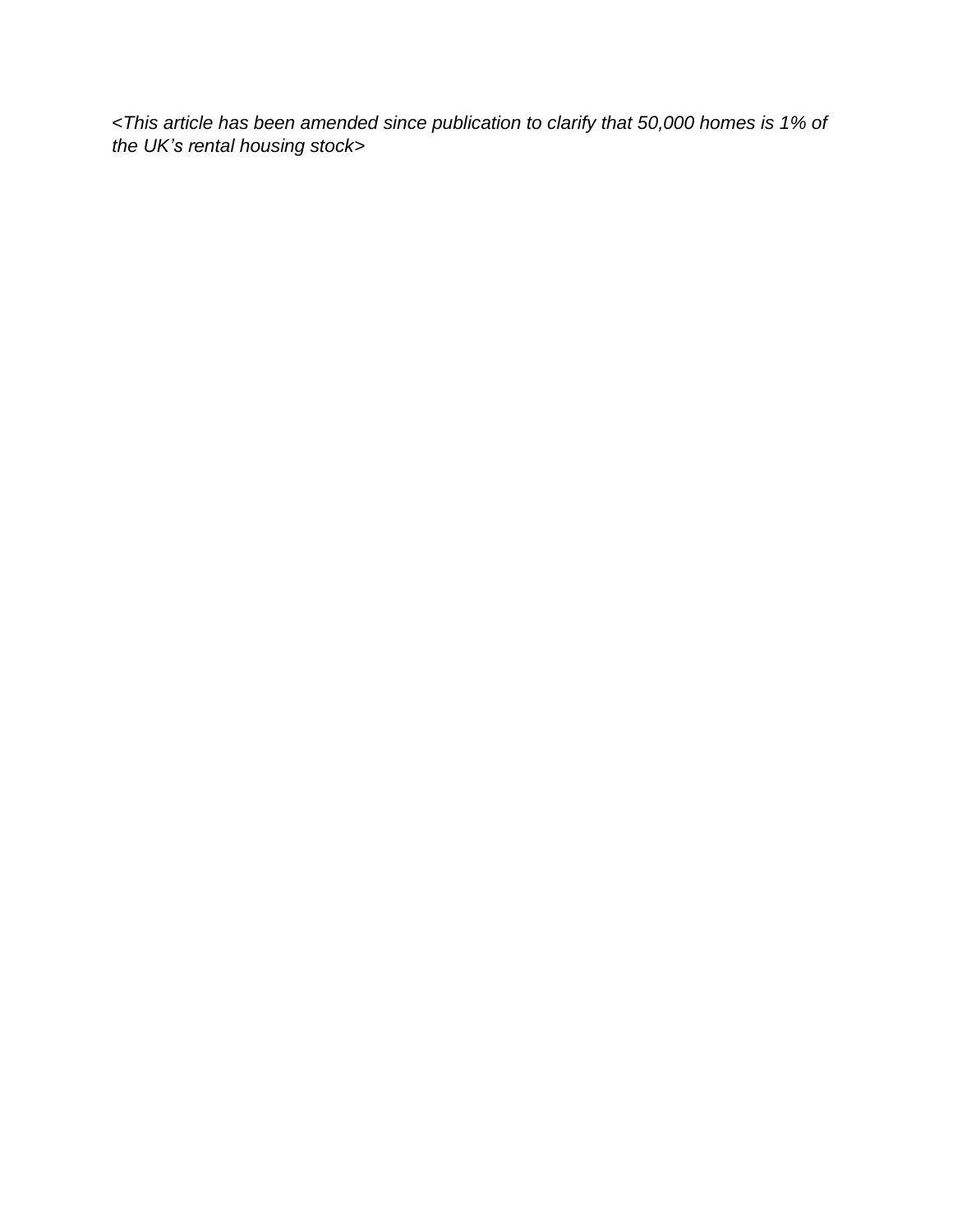*<This article has been amended since publication to clarify that 50,000 homes is 1% of the UK's rental housing stock>*